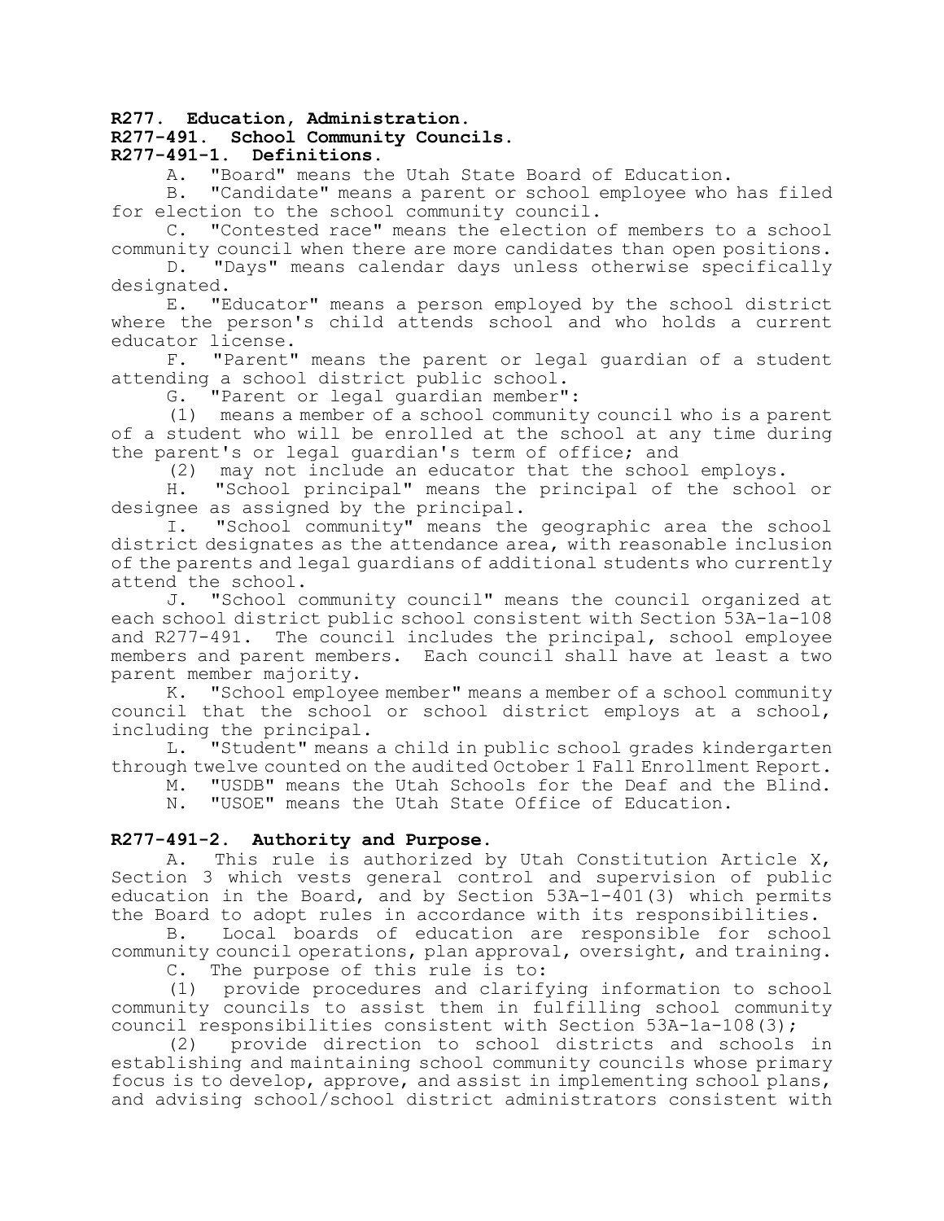# R277. Education, Administration.

## R277-491. School Community Councils.

### R277-491-1. Definitions.

A. "Board" means the Utah State Board of Education.

B. "Candidate" means a parent or school employee who has filed for election to the school community council.

C. "Contested race" means the election of members to a school community council when there are more candidates than open positions.

D. "Days" means calendar days unless otherwise specifically designated.

E. "Educator" means a person employed by the school district where the person's child attends school and who holds a current educator license.

F. "Parent" means the parent or legal guardian of a student attending a school district public school.

G. "Parent or legal guardian member":

(1) means a member of a school community council who is a parent of a student who will be enrolled at the school at any time during the parent's or legal guardian's term of office; and

(2) may not include an educator that the school employs.

H. "School principal" means the principal of the school or designee as assigned by the principal.

I. "School community" means the geographic area the school district designates as the attendance area, with reasonable inclusion of the parents and legal guardians of additional students who currently attend the school.

J. "School community council" means the council organized at each school district public school consistent with Section 53A-1a-108 and R277-491. The council includes the principal, school employee members and parent members. Each council shall have at least a two parent member majority.

K. "School employee member" means a member of a school community council that the school or school district employs at a school, including the principal.

L. "Student" means a child in public school grades kindergarten through twelve counted on the audited October 1 Fall Enrollment Report.

M. "USDB" means the Utah Schools for the Deaf and the Blind.

N. "USOE" means the Utah State Office of Education.

### R277-491-2. Authority and Purpose.

A. This rule is authorized by Utah Constitution Article X, Section 3 which vests general control and supervision of public education in the Board, and by Section 53A-1-401(3) which permits the Board to adopt rules in accordance with its responsibilities.

B. Local boards of education are responsible for school community council operations, plan approval, oversight, and training.

C. The purpose of this rule is to:

(1) provide procedures and clarifying information to school community councils to assist them in fulfilling school community council responsibilities consistent with Section 53A-1a-108(3);

(2) provide direction to school districts and schools in establishing and maintaining school community councils whose primary focus is to develop, approve, and assist in implementing school plans, and advising school/school district administrators consistent with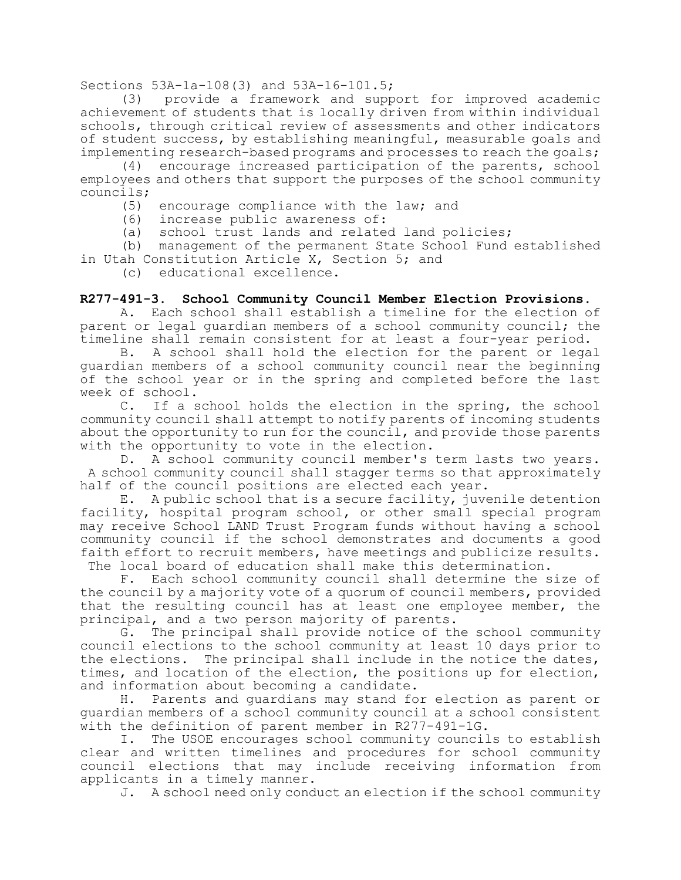Sections 53A-1a-108(3) and 53A-16-101.5;

(3) provide a framework and support for improved academic achievement of students that is locally driven from within individual schools, through critical review of assessments and other indicators of student success, by establishing meaningful, measurable goals and implementing research-based programs and processes to reach the goals;

(4) encourage increased participation of the parents, school employees and others that support the purposes of the school community councils;

(5) encourage compliance with the law; and

(6) increase public awareness of:

(a) school trust lands and related land policies;

(b) management of the permanent State School Fund established in Utah Constitution Article X, Section 5; and

(c) educational excellence.

**R277-491-3. School Community Council Member Election Provisions.**

A. Each school shall establish a timeline for the election of parent or legal guardian members of a school community council; the timeline shall remain consistent for at least a four-year period.

B. A school shall hold the election for the parent or legal guardian members of a school community council near the beginning of the school year or in the spring and completed before the last week of school.

C. If a school holds the election in the spring, the school community council shall attempt to notify parents of incoming students about the opportunity to run for the council, and provide those parents with the opportunity to vote in the election.

D. A school community council member's term lasts two years. A school community council shall stagger terms so that approximately half of the council positions are elected each year.

E. A public school that is a secure facility, juvenile detention facility, hospital program school, or other small special program may receive School LAND Trust Program funds without having a school community council if the school demonstrates and documents a good faith effort to recruit members, have meetings and publicize results. The local board of education shall make this determination.

F. Each school community council shall determine the size of the council by a majority vote of a quorum of council members, provided that the resulting council has at least one employee member, the principal, and a two person majority of parents.

G. The principal shall provide notice of the school community council elections to the school community at least 10 days prior to the elections. The principal shall include in the notice the dates, times, and location of the election, the positions up for election, and information about becoming a candidate.

H. Parents and guardians may stand for election as parent or guardian members of a school community council at a school consistent with the definition of parent member in R277-491-1G.

I. The USOE encourages school community councils to establish clear and written timelines and procedures for school community council elections that may include receiving information from applicants in a timely manner.

J. A school need only conduct an election if the school community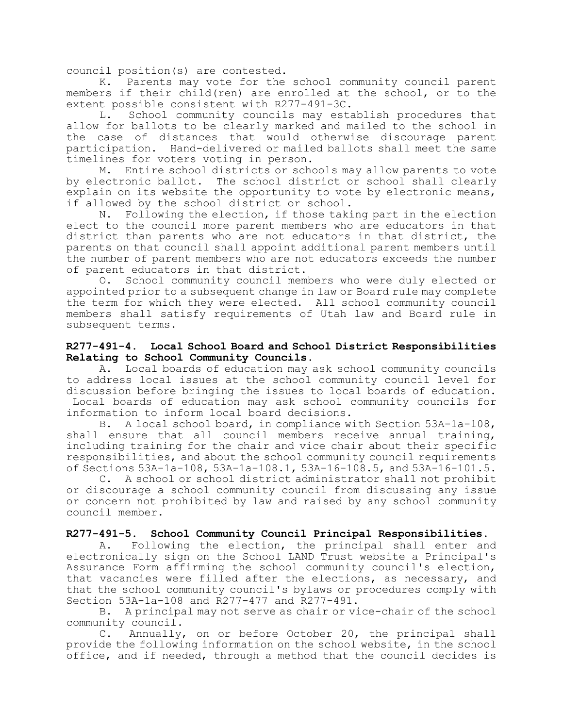council position(s) are contested.

K. Parents may vote for the school community council parent members if their child(ren) are enrolled at the school, or to the extent possible consistent with R277-491-3C.

L. School community councils may establish procedures that allow for ballots to be clearly marked and mailed to the school in the case of distances that would otherwise discourage parent participation. Hand-delivered or mailed ballots shall meet the same timelines for voters voting in person.

M. Entire school districts or schools may allow parents to vote by electronic ballot. The school district or school shall clearly explain on its website the opportunity to vote by electronic means, if allowed by the school district or school.

N. Following the election, if those taking part in the election elect to the council more parent members who are educators in that district than parents who are not educators in that district, the parents on that council shall appoint additional parent members until the number of parent members who are not educators exceeds the number of parent educators in that district.

O. School community council members who were duly elected or appointed prior to a subsequent change in law or Board rule may complete the term for which they were elected. All school community council members shall satisfy requirements of Utah law and Board rule in subsequent terms.

**R277-491-4. Local School Board and School District Responsibilities Relating to School Community Councils.**

A. Local boards of education may ask school community councils to address local issues at the school community council level for discussion before bringing the issues to local boards of education. Local boards of education may ask school community councils for information to inform local board decisions.

B. A local school board, in compliance with Section 53A-1a-108, shall ensure that all council members receive annual training, including training for the chair and vice chair about their specific responsibilities, and about the school community council requirements of Sections 53A-1a-108, 53A-1a-108.1, 53A-16-108.5, and 53A-16-101.5.

C. A school or school district administrator shall not prohibit or discourage a school community council from discussing any issue or concern not prohibited by law and raised by any school community council member.

**R277-491-5. School Community Council Principal Responsibilities.**

A. Following the election, the principal shall enter and electronically sign on the School LAND Trust website a Principal's Assurance Form affirming the school community council's election, that vacancies were filled after the elections, as necessary, and that the school community council's bylaws or procedures comply with Section 53A-1a-108 and R277-477 and R277-491.

B. A principal may not serve as chair or vice-chair of the school community council.

C. Annually, on or before October 20, the principal shall provide the following information on the school website, in the school office, and if needed, through a method that the council decides is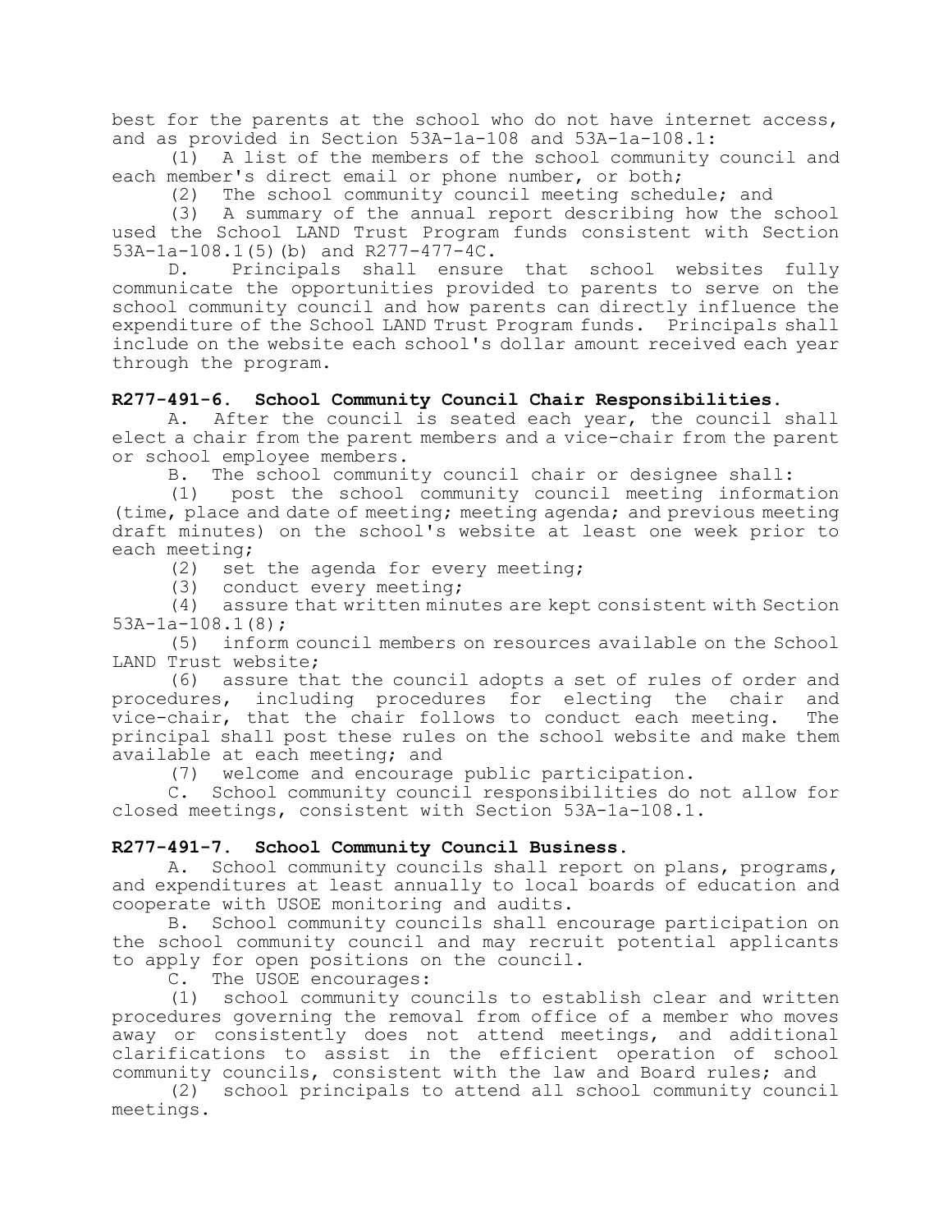best for the parents at the school who do not have internet access, and as provided in Section 53A-1a-108 and 53A-1a-108.1:

(1) A list of the members of the school community council and each member's direct email or phone number, or both;

(2) The school community council meeting schedule; and

(3) A summary of the annual report describing how the school used the School LAND Trust Program funds consistent with Section 53A-1a-108.1(5)(b) and R277-477-4C.

D. Principals shall ensure that school websites fully communicate the opportunities provided to parents to serve on the school community council and how parents can directly influence the expenditure of the School LAND Trust Program funds. Principals shall include on the website each school's dollar amount received each year through the program.

**R277-491-6. School Community Council Chair Responsibilities.**

A. After the council is seated each year, the council shall elect a chair from the parent members and a vice-chair from the parent or school employee members.

B. The school community council chair or designee shall:

(1) post the school community council meeting information (time, place and date of meeting; meeting agenda; and previous meeting draft minutes) on the school's website at least one week prior to each meeting;

(2) set the agenda for every meeting;

(3) conduct every meeting;

(4) assure that written minutes are kept consistent with Section 53A-1a-108.1(8);

(5) inform council members on resources available on the School LAND Trust website;

(6) assure that the council adopts a set of rules of order and procedures, including procedures for electing the chair and vice-chair, that the chair follows to conduct each meeting. The principal shall post these rules on the school website and make them available at each meeting; and

(7) welcome and encourage public participation.

C. School community council responsibilities do not allow for closed meetings, consistent with Section 53A-1a-108.1.

**R277-491-7. School Community Council Business.**

A. School community councils shall report on plans, programs, and expenditures at least annually to local boards of education and cooperate with USOE monitoring and audits.

B. School community councils shall encourage participation on the school community council and may recruit potential applicants to apply for open positions on the council.

C. The USOE encourages:

(1) school community councils to establish clear and written procedures governing the removal from office of a member who moves away or consistently does not attend meetings, and additional clarifications to assist in the efficient operation of school community councils, consistent with the law and Board rules; and

(2) school principals to attend all school community council meetings.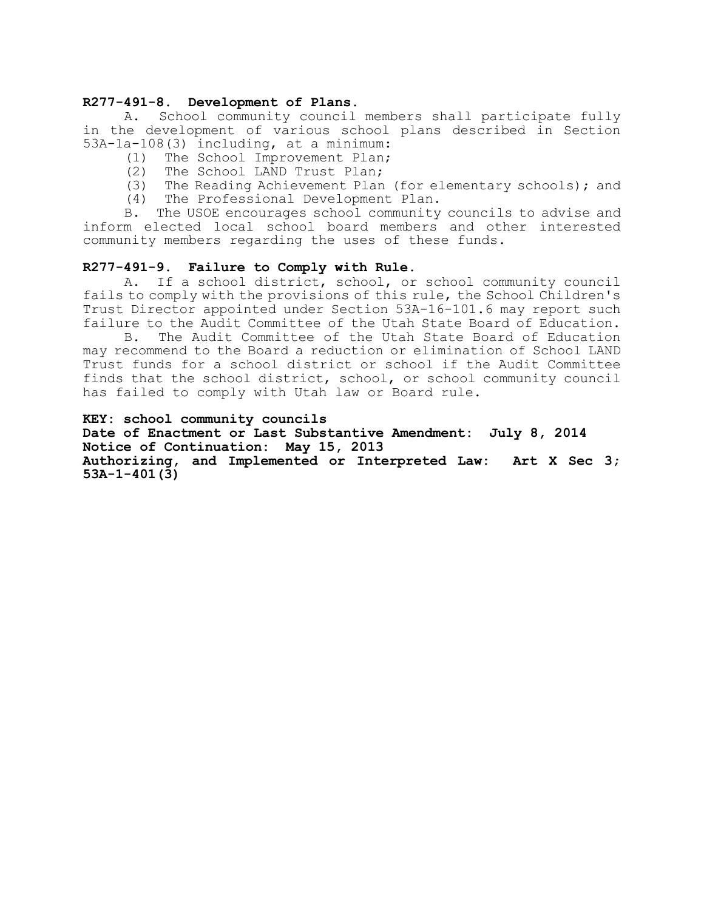**R277-491-8. Development of Plans.**

A. School community council members shall participate fully in the development of various school plans described in Section 53A-1a-108(3) including, at a minimum:

(1) The School Improvement Plan;

(2) The School LAND Trust Plan;

(3) The Reading Achievement Plan (for elementary schools); and

(4) The Professional Development Plan.

B. The USOE encourages school community councils to advise and inform elected local school board members and other interested community members regarding the uses of these funds.

**R277-491-9. Failure to Comply with Rule.**

A. If a school district, school, or school community council fails to comply with the provisions of this rule, the School Children's Trust Director appointed under Section 53A-16-101.6 may report such failure to the Audit Committee of the Utah State Board of Education.

B. The Audit Committee of the Utah State Board of Education may recommend to the Board a reduction or elimination of School LAND Trust funds for a school district or school if the Audit Committee finds that the school district, school, or school community council has failed to comply with Utah law or Board rule.

**KEY: school community councils**
**Date of Enactment or Last Substantive Amendment: July 8, 2014**
**Notice of Continuation: May 15, 2013**
**Authorizing, and Implemented or Interpreted Law: Art X Sec 3; 53A-1-401(3)**